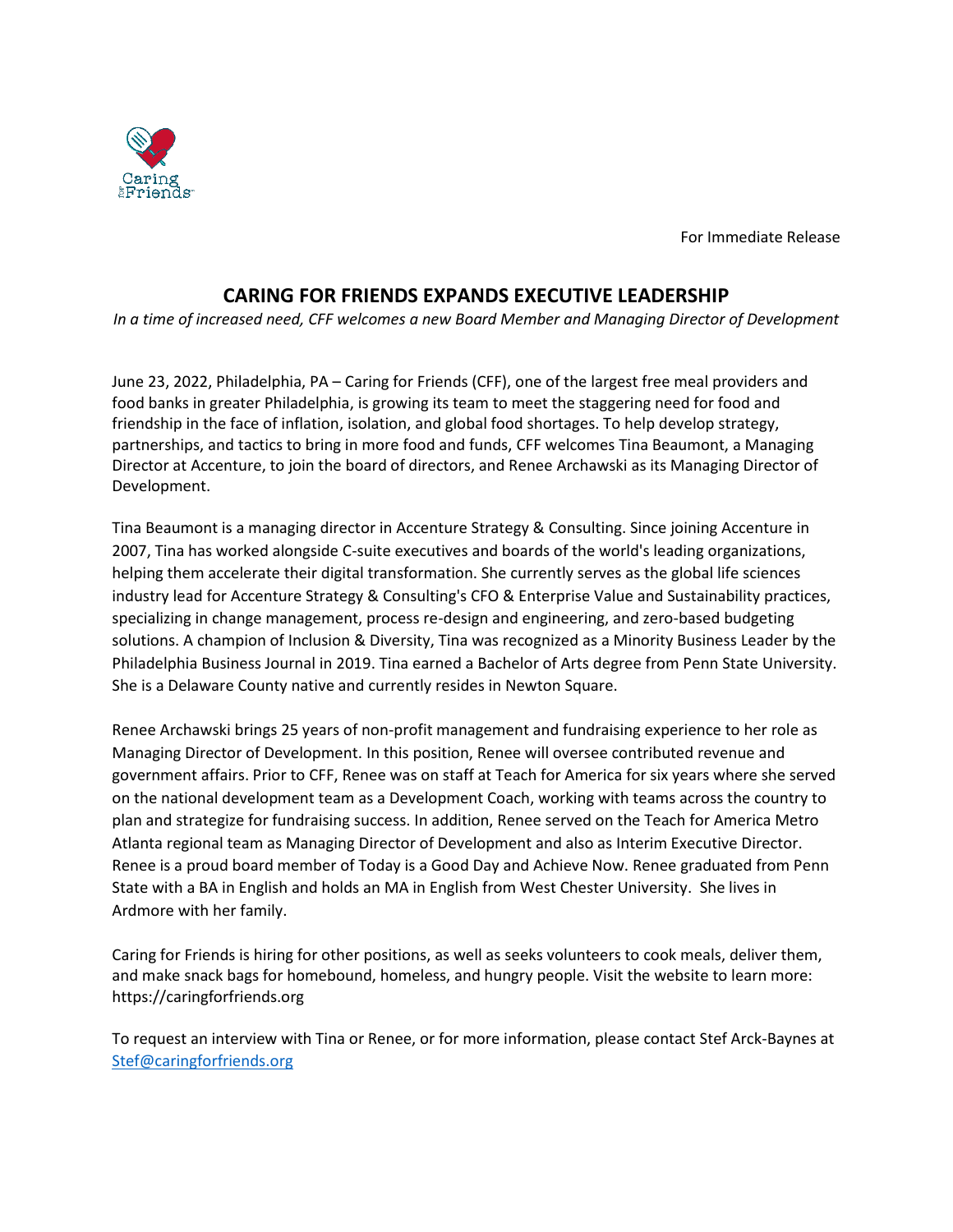Caring for Friends

For Immediate Release

# CARING FOR FRIENDS EXPANDS EXECUTIVE LEADERSHIP

*In a time of increased need, CFF welcomes a new Board Member and Managing Director of Development*

June 23, 2022, Philadelphia, PA – Caring for Friends (CFF), one of the largest free meal providers and food banks in greater Philadelphia, is growing its team to meet the staggering need for food and friendship in the face of inflation, isolation, and global food shortages. To help develop strategy, partnerships, and tactics to bring in more food and funds, CFF welcomes Tina Beaumont, a Managing Director at Accenture, to join the board of directors, and Renee Archawski as its Managing Director of Development.

Tina Beaumont is a managing director in Accenture Strategy & Consulting. Since joining Accenture in 2007, Tina has worked alongside C-suite executives and boards of the world's leading organizations, helping them accelerate their digital transformation. She currently serves as the global life sciences industry lead for Accenture Strategy & Consulting's CFO & Enterprise Value and Sustainability practices, specializing in change management, process re-design and engineering, and zero-based budgeting solutions. A champion of Inclusion & Diversity, Tina was recognized as a Minority Business Leader by the Philadelphia Business Journal in 2019. Tina earned a Bachelor of Arts degree from Penn State University. She is a Delaware County native and currently resides in Newton Square.

Renee Archawski brings 25 years of non-profit management and fundraising experience to her role as Managing Director of Development. In this position, Renee will oversee contributed revenue and government affairs. Prior to CFF, Renee was on staff at Teach for America for six years where she served on the national development team as a Development Coach, working with teams across the country to plan and strategize for fundraising success. In addition, Renee served on the Teach for America Metro Atlanta regional team as Managing Director of Development and also as Interim Executive Director. Renee is a proud board member of Today is a Good Day and Achieve Now. Renee graduated from Penn State with a BA in English and holds an MA in English from West Chester University. She lives in Ardmore with her family.

Caring for Friends is hiring for other positions, as well as seeks volunteers to cook meals, deliver them, and make snack bags for homebound, homeless, and hungry people. Visit the website to learn more: https://caringforfriends.org

To request an interview with Tina or Renee, or for more information, please contact Stef Arck-Baynes at Stef@caringforfriends.org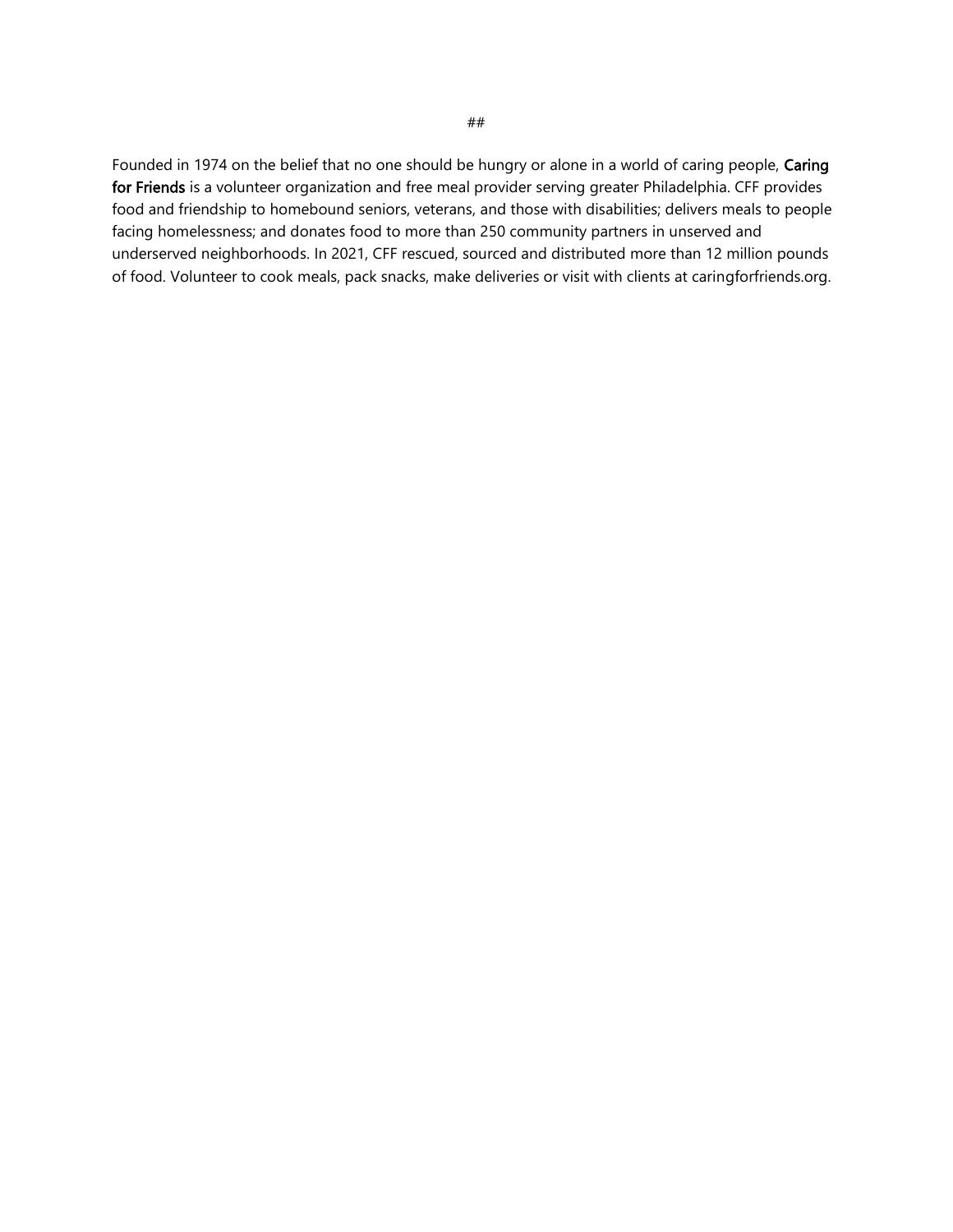##

Founded in 1974 on the belief that no one should be hungry or alone in a world of caring people, **Caring for Friends** is a volunteer organization and free meal provider serving greater Philadelphia. CFF provides food and friendship to homebound seniors, veterans, and those with disabilities; delivers meals to people facing homelessness; and donates food to more than 250 community partners in unserved and underserved neighborhoods. In 2021, CFF rescued, sourced and distributed more than 12 million pounds of food. Volunteer to cook meals, pack snacks, make deliveries or visit with clients at caringforfriends.org.